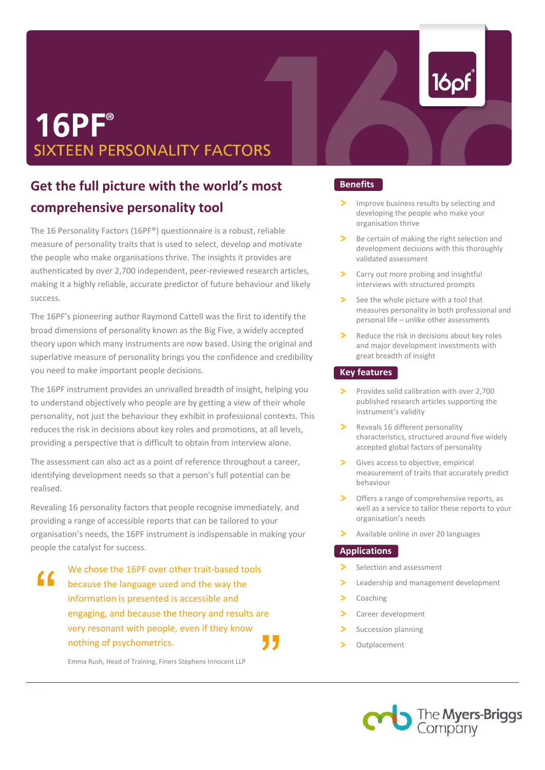# 16PF®

## SIXTEEN PERSONALITY FACTORS

## Get the full picture with the world's most comprehensive personality tool

The 16 Personality Factors (16PF®) questionnaire is a robust, reliable measure of personality traits that is used to select, develop and motivate the people who make organisations thrive. The insights it provides are authenticated by over 2,700 independent, peer-reviewed research articles, making it a highly reliable, accurate predictor of future behaviour and likely success.

The 16PF's pioneering author Raymond Cattell was the first to identify the broad dimensions of personality known as the Big Five, a widely accepted theory upon which many instruments are now based. Using the original and superlative measure of personality brings you the confidence and credibility you need to make important people decisions.

The 16PF instrument provides an unrivalled breadth of insight, helping you to understand objectively who people are by getting a view of their whole personality, not just the behaviour they exhibit in professional contexts. This reduces the risk in decisions about key roles and promotions, at all levels, providing a perspective that is difficult to obtain from interview alone.

The assessment can also act as a point of reference throughout a career, identifying development needs so that a person's full potential can be realised.

Revealing 16 personality factors that people recognise immediately, and providing a range of accessible reports that can be tailored to your organisation's needs, the 16PF instrument is indispensable in making your people the catalyst for success.

> "We chose the 16PF over other trait-based tools because the language used and the way the information is presented is accessible and engaging, and because the theory and results are very resonant with people, even if they know nothing of psychometrics."
>
> Emma Rush, Head of Training, Finers Stephens Innocent LLP

### Benefits

- Improve business results by selecting and developing the people who make your organisation thrive
- Be certain of making the right selection and development decisions with this thoroughly validated assessment
- Carry out more probing and insightful interviews with structured prompts
- See the whole picture with a tool that measures personality in both professional and personal life – unlike other assessments
- Reduce the risk in decisions about key roles and major development investments with great breadth of insight

### Key features

- Provides solid calibration with over 2,700 published research articles supporting the instrument's validity
- Reveals 16 different personality characteristics, structured around five widely accepted global factors of personality
- Gives access to objective, empirical measurement of traits that accurately predict behaviour
- Offers a range of comprehensive reports, as well as a service to tailor these reports to your organisation's needs
- Available online in over 20 languages

### Applications

- Selection and assessment
- Leadership and management development
- Coaching
- Career development
- Succession planning
- Outplacement

The Myers-Briggs Company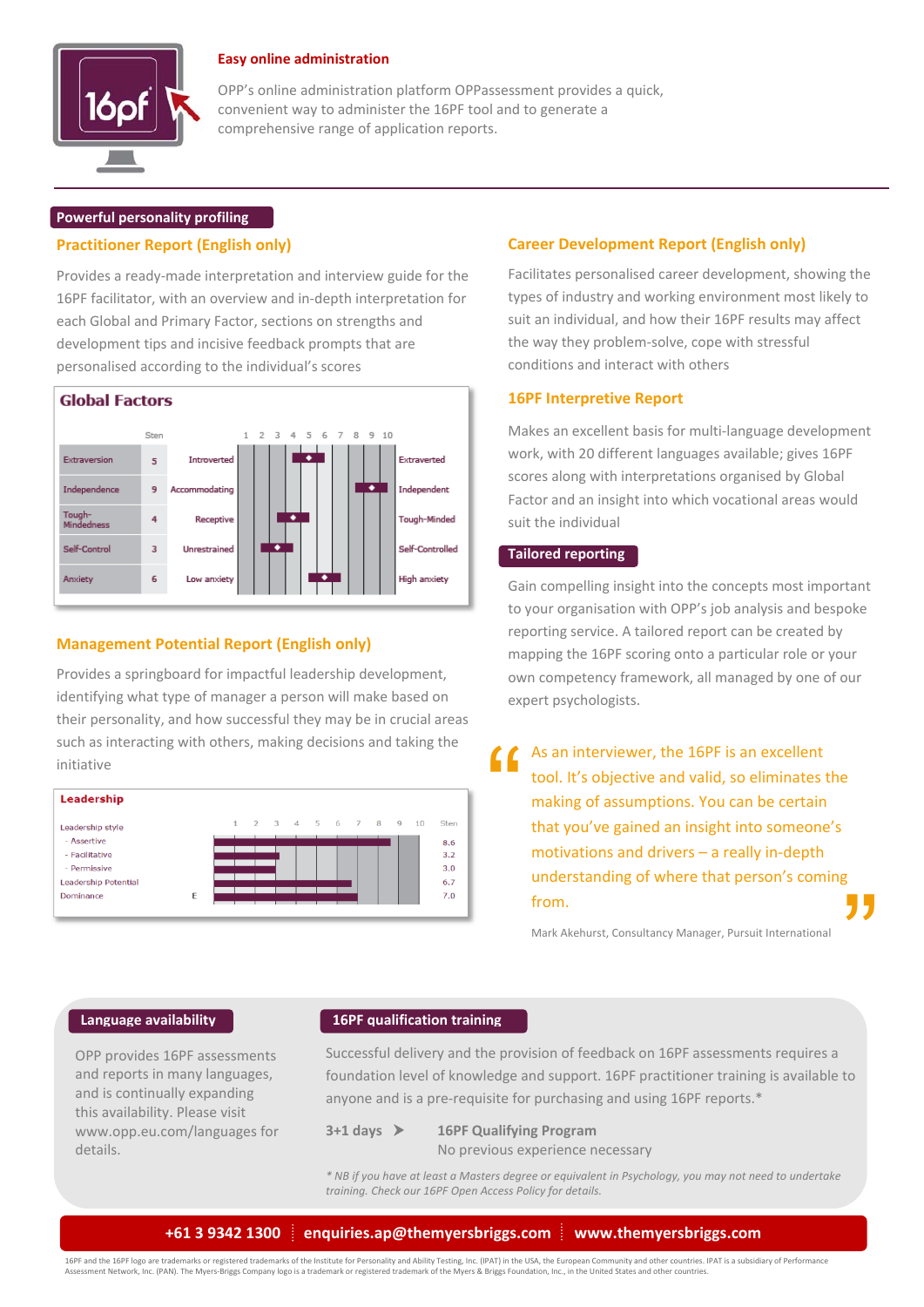## Easy online administration

OPP's online administration platform OPPassessment provides a quick, convenient way to administer the 16PF tool and to generate a comprehensive range of application reports.

## Powerful personality profiling

### Practitioner Report (English only)

Provides a ready-made interpretation and interview guide for the 16PF facilitator, with an in-depth interpretation for each Global and Primary Factor, sections on strengths and development tips and incisive feedback prompts that are personalised according to the individual's scores

Global Factors

Sten
1 2 3 4 5 6 7 8 9 10

Extraversion 5 Introverted Extraverted
Independence 9 Accommodating Independent
Tough-Mindedness 4 Receptive Tough-Minded
Self-Control 3 Unrestrained Self-Controlled
Anxiety 6 Low anxiety High anxiety

### Management Potential Report (English only)

Provides a springboard for impactful leadership development, identifying what type of manager a person will make based on their personality, and how successful they may be in crucial areas such as interacting with others, making decisions and taking the initiative

Leadership

1 2 3 4 5 6 7 8 9 10 Sten

Leadership style
- Assertive 8.6
- Facilitative 3.2
- Permissive 3.0

Leadership Potential 6.7
Dominance E 7.0

### Career Development Report (English only)

Facilitates personalised career development, showing the types of industry and working environment most likely to suit an individual, and how their 16PF results may affect the way they problem-solve, cope with stressful conditions and interact with others

### 16PF Interpretive Report

Makes an excellent basis for multi-language development work, with 20 different languages available; gives 16PF scores along with interpretations organised by Global Factor and an insight into which vocational areas would suit the individual

## Tailored reporting

Gain compelling insight into the concepts most important to your organisation with OPP's job analysis and bespoke reporting service. A tailored report can be created by mapping the 16PF scoring onto a particular role or your own competency framework, all managed by one of our expert psychologists.

> "As an interviewer, the 16PF is an excellent tool. It's objective and valid, so eliminates the making of assumptions. You can be certain that you've gained an insight into someone's motivations and drivers – a really in-depth understanding of where that person's coming from."
>
> Mark Akehurst, Consultancy Manager, Pursuit International

## Language availability

OPP provides 16PF assessments and reports in many languages, and is continually expanding this availability. Please visit www.opp.eu.com/languages for details.

## 16PF qualification training

Successful delivery and the provision of feedback on 16PF assessments requires a foundation level of knowledge and support. 16PF practitioner training is available to anyone and is a pre-requisite for purchasing and using 16PF reports.*

**3+1 days** ➤ **16PF Qualifying Program**
No previous experience necessary

*\* NB if you have at least a Masters degree or equivalent in Psychology, you may not need to undertake training. Check our 16PF Open Access Policy for details.*

**+61 3 9342 1300 | enquiries.ap@themyersbriggs.com | www.themyersbriggs.com**

16PF and the 16PF logo are trademarks or registered trademarks of the Institute for Personality and Ability Testing, Inc. (IPAT) in the USA, the European Community and other countries. IPAT is a subsidiary of Performance Assessment Network, Inc. (PAN). The Myers-Briggs Company logo is a trademark or registered trademark of the Myers & Briggs Foundation, Inc., in the United States and other countries.